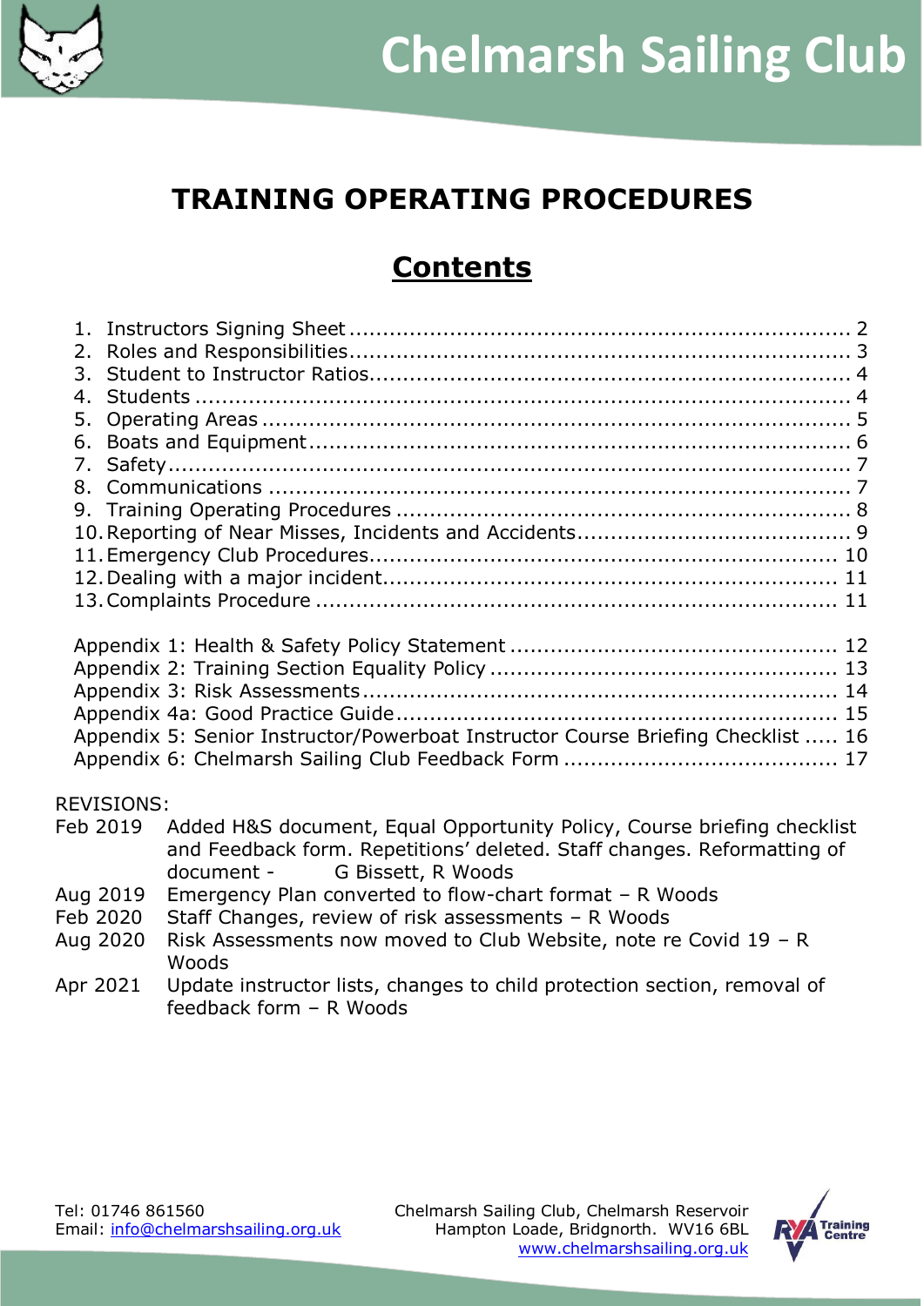# Chelmarsh Sailing Club

## TRAINING OPERATING PROCEDURES

## Contents

1. Instructors Signing Sheet ........ 2
2. Roles and Responsibilities ........ 3
3. Student to Instructor Ratios ........ 4
4. Students ........ 4
5. Operating Areas ........ 5
6. Boats and Equipment ........ 6
7. Safety ........ 7
8. Communications ........ 7
9. Training Operating Procedures ........ 8
10. Reporting of Near Misses, Incidents and Accidents ........ 9
11. Emergency Club Procedures ........ 10
12. Dealing with a major incident ........ 11
13. Complaints Procedure ........ 11

Appendix 1: Health & Safety Policy Statement ........ 12
Appendix 2: Training Section Equality Policy ........ 13
Appendix 3: Risk Assessments ........ 14
Appendix 4a: Good Practice Guide ........ 15
Appendix 5: Senior Instructor/Powerboat Instructor Course Briefing Checklist ..... 16
Appendix 6: Chelmarsh Sailing Club Feedback Form ........ 17

REVISIONS:

| | |
|---|---|
| Feb 2019 | Added H&S document, Equal Opportunity Policy, Course briefing checklist and Feedback form. Repetitions' deleted. Staff changes. Reformatting of document - G Bissett, R Woods |
| Aug 2019 | Emergency Plan converted to flow-chart format – R Woods |
| Feb 2020 | Staff Changes, review of risk assessments – R Woods |
| Aug 2020 | Risk Assessments now moved to Club Website, note re Covid 19 – R Woods |
| Apr 2021 | Update instructor lists, changes to child protection section, removal of feedback form – R Woods |

Tel: 01746 861560
Email: info@chelmarshsailing.org.uk

Chelmarsh Sailing Club, Chelmarsh Reservoir
Hampton Loade, Bridgnorth. WV16 6BL
www.chelmarshsailing.org.uk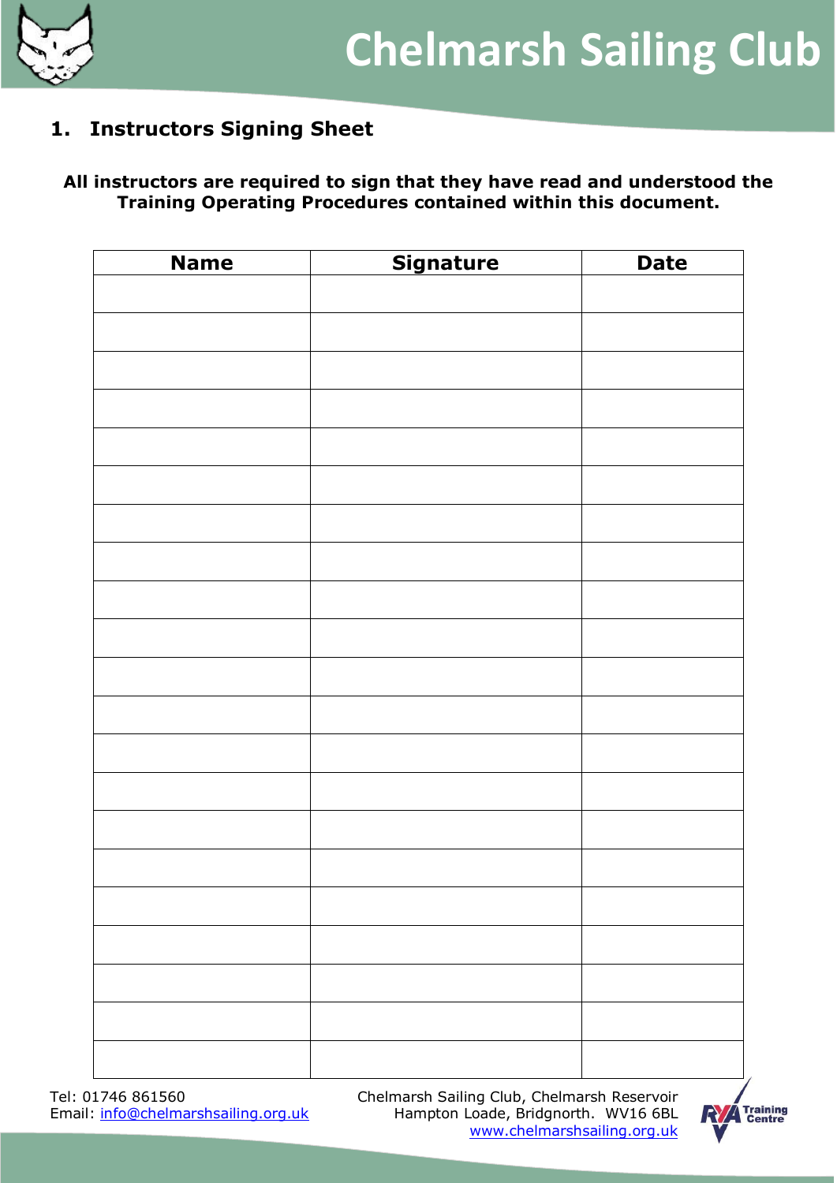## 1. Instructors Signing Sheet

**All instructors are required to sign that they have read and understood the Training Operating Procedures contained within this document.**

| Name | Signature | Date |
|---|---|---|
| | | |
| | | |
| | | |
| | | |
| | | |
| | | |
| | | |
| | | |
| | | |
| | | |
| | | |
| | | |
| | | |
| | | |
| | | |
| | | |
| | | |
| | | |
| | | |
| | | |
| | | |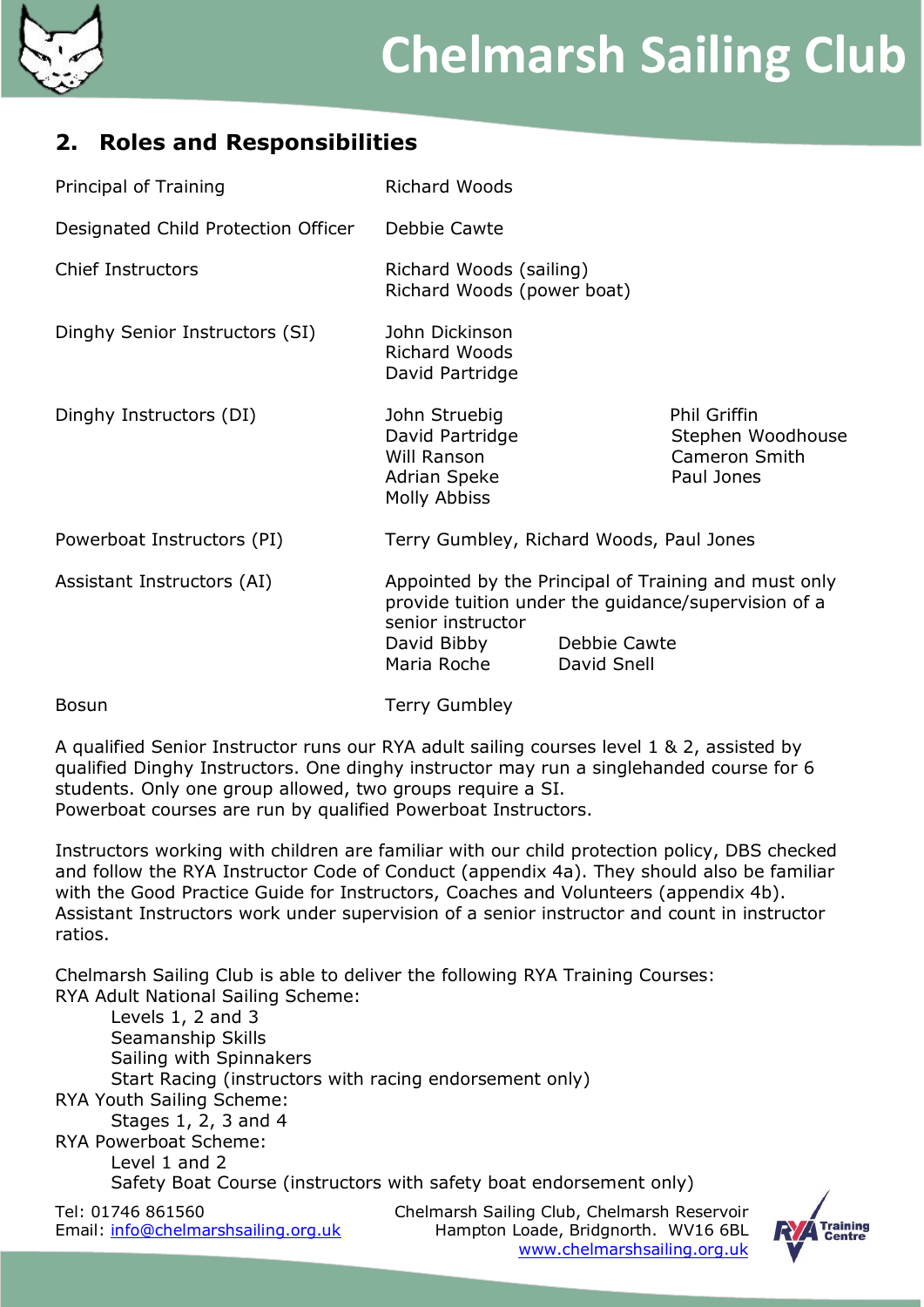## 2. Roles and Responsibilities

| | | |
|---|---|---|
| Principal of Training | Richard Woods | |
| Designated Child Protection Officer | Debbie Cawte | |
| Chief Instructors | Richard Woods (sailing)<br>Richard Woods (power boat) | |
| Dinghy Senior Instructors (SI) | John Dickinson<br>Richard Woods<br>David Partridge | |
| Dinghy Instructors (DI) | John Struebig<br>David Partridge<br>Will Ranson<br>Adrian Speke<br>Molly Abbiss | Phil Griffin<br>Stephen Woodhouse<br>Cameron Smith<br>Paul Jones |
| Powerboat Instructors (PI) | Terry Gumbley, Richard Woods, Paul Jones | |
| Assistant Instructors (AI) | Appointed by the Principal of Training and must only provide tuition under the guidance/supervision of a senior instructor<br>David Bibby Debbie Cawte<br>Maria Roche David Snell | |
| Bosun | Terry Gumbley | |

A qualified Senior Instructor runs our RYA adult sailing courses level 1 & 2, assisted by qualified Dinghy Instructors. One dinghy instructor may run a singlehanded course for 6 students. Only one group allowed, two groups require a SI.
Powerboat courses are run by qualified Powerboat Instructors.

Instructors working with children are familiar with our child protection policy, DBS checked and follow the RYA Instructor Code of Conduct (appendix 4a). They should also be familiar with the Good Practice Guide for Instructors, Coaches and Volunteers (appendix 4b). Assistant Instructors work under supervision of a senior instructor and count in instructor ratios.

Chelmarsh Sailing Club is able to deliver the following RYA Training Courses:

RYA Adult National Sailing Scheme:
- Levels 1, 2 and 3
- Seamanship Skills
- Sailing with Spinnakers
- Start Racing (instructors with racing endorsement only)

RYA Youth Sailing Scheme:
- Stages 1, 2, 3 and 4

RYA Powerboat Scheme:
- Level 1 and 2
- Safety Boat Course (instructors with safety boat endorsement only)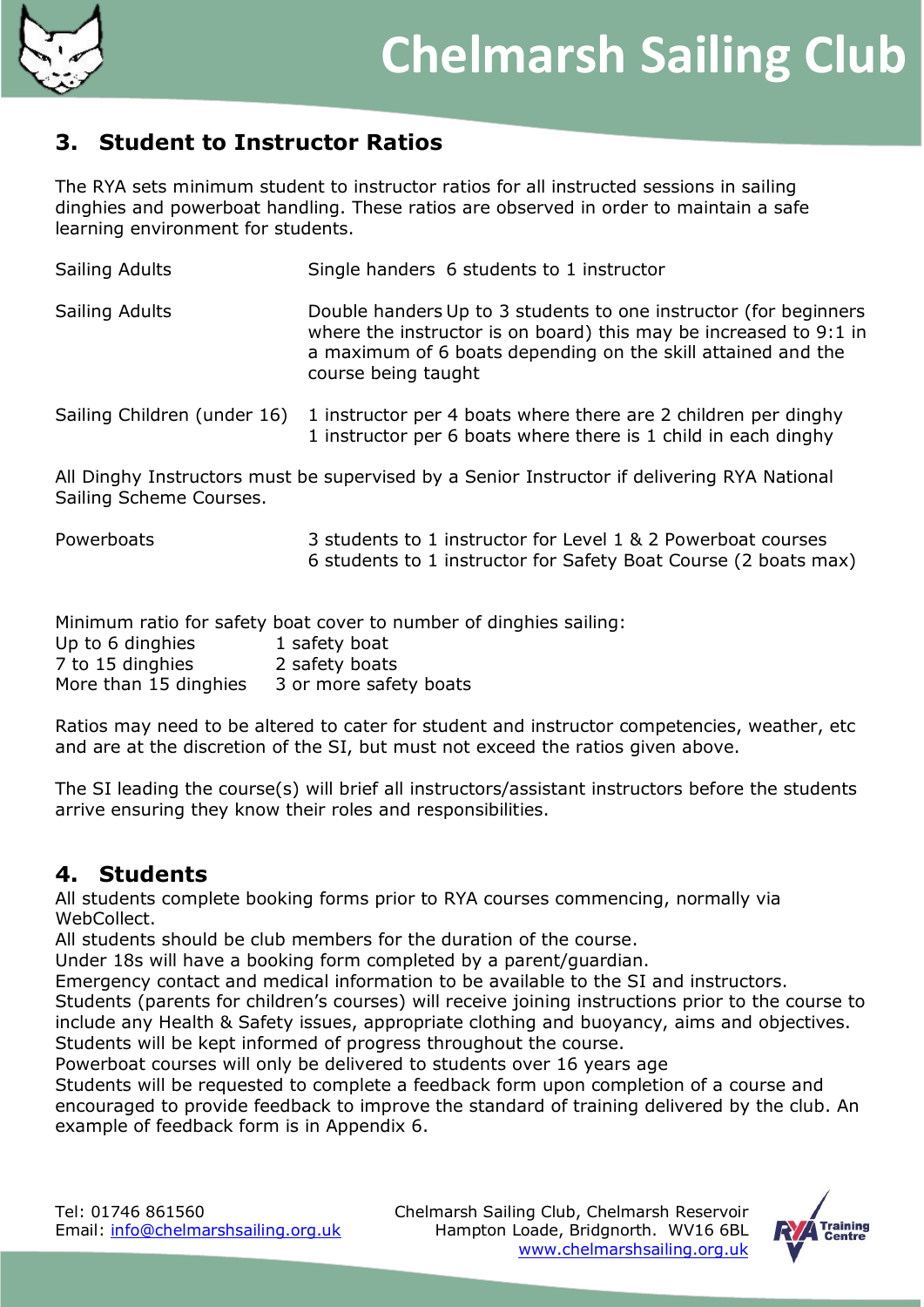## 3. Student to Instructor Ratios

The RYA sets minimum student to instructor ratios for all instructed sessions in sailing dinghies and powerboat handling. These ratios are observed in order to maintain a safe learning environment for students.

| | |
|---|---|
| Sailing Adults | Single handers 6 students to 1 instructor |
| Sailing Adults | Double handers Up to 3 students to one instructor (for beginners where the instructor is on board) this may be increased to 9:1 in a maximum of 6 boats depending on the skill attained and the course being taught |
| Sailing Children (under 16) | 1 instructor per 4 boats where there are 2 children per dinghy<br>1 instructor per 6 boats where there is 1 child in each dinghy |

All Dinghy Instructors must be supervised by a Senior Instructor if delivering RYA National Sailing Scheme Courses.

| | |
|---|---|
| Powerboats | 3 students to 1 instructor for Level 1 & 2 Powerboat courses<br>6 students to 1 instructor for Safety Boat Course (2 boats max) |

Minimum ratio for safety boat cover to number of dinghies sailing:

| | |
|---|---|
| Up to 6 dinghies | 1 safety boat |
| 7 to 15 dinghies | 2 safety boats |
| More than 15 dinghies | 3 or more safety boats |

Ratios may need to be altered to cater for student and instructor competencies, weather, etc and are at the discretion of the SI, but must not exceed the ratios given above.

The SI leading the course(s) will brief all instructors/assistant instructors before the students arrive ensuring they know their roles and responsibilities.

## 4. Students

All students complete booking forms prior to RYA courses commencing, normally via WebCollect.
All students should be club members for the duration of the course.
Under 18s will have a booking form completed by a parent/guardian.
Emergency contact and medical information to be available to the SI and instructors.
Students (parents for children's courses) will receive joining instructions prior to the course to include any Health & Safety issues, appropriate clothing and buoyancy, aims and objectives.
Students will be kept informed of progress throughout the course.
Powerboat courses will only be delivered to students over 16 years age
Students will be requested to complete a feedback form upon completion of a course and encouraged to provide feedback to improve the standard of training delivered by the club. An example of feedback form is in Appendix 6.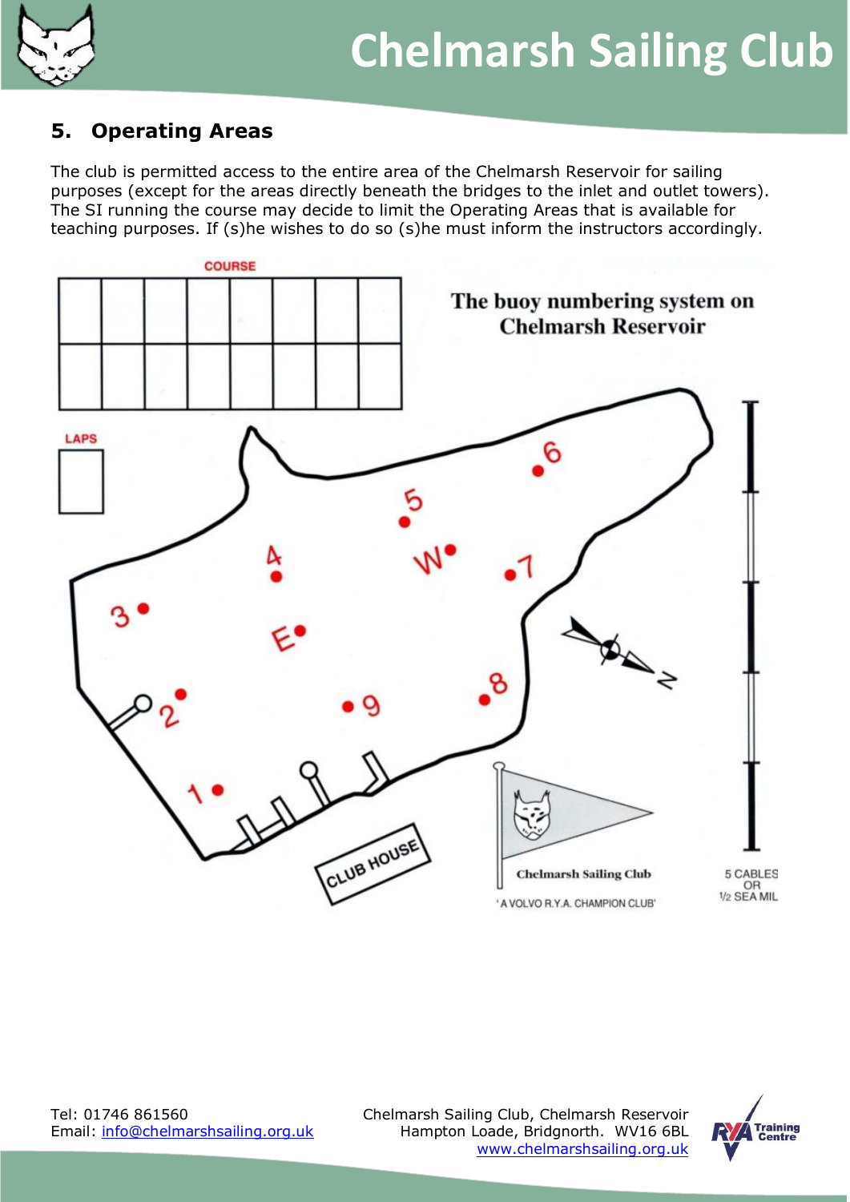## 5. Operating Areas

The club is permitted access to the entire area of the Chelmarsh Reservoir for sailing purposes (except for the areas directly beneath the bridges to the inlet and outlet towers). The SI running the course may decide to limit the Operating Areas that is available for teaching purposes. If (s)he wishes to do so (s)he must inform the instructors accordingly.

COURSE

| | | | | | | | |
|---|---|---|---|---|---|---|---|
| | | | | | | | |
| | | | | | | | |

LAPS

The buoy numbering system on Chelmarsh Reservoir

1 2 3 4 5 6 7 8 9 W E

CLUB HOUSE

Chelmarsh Sailing Club

'A VOLVO R.Y.A. CHAMPION CLUB'

5 CABLES OR 1/2 SEA MIL

N

Tel: 01746 861560
Email: info@chelmarshsailing.org.uk

Chelmarsh Sailing Club, Chelmarsh Reservoir
Hampton Loade, Bridgnorth. WV16 6BL
www.chelmarshsailing.org.uk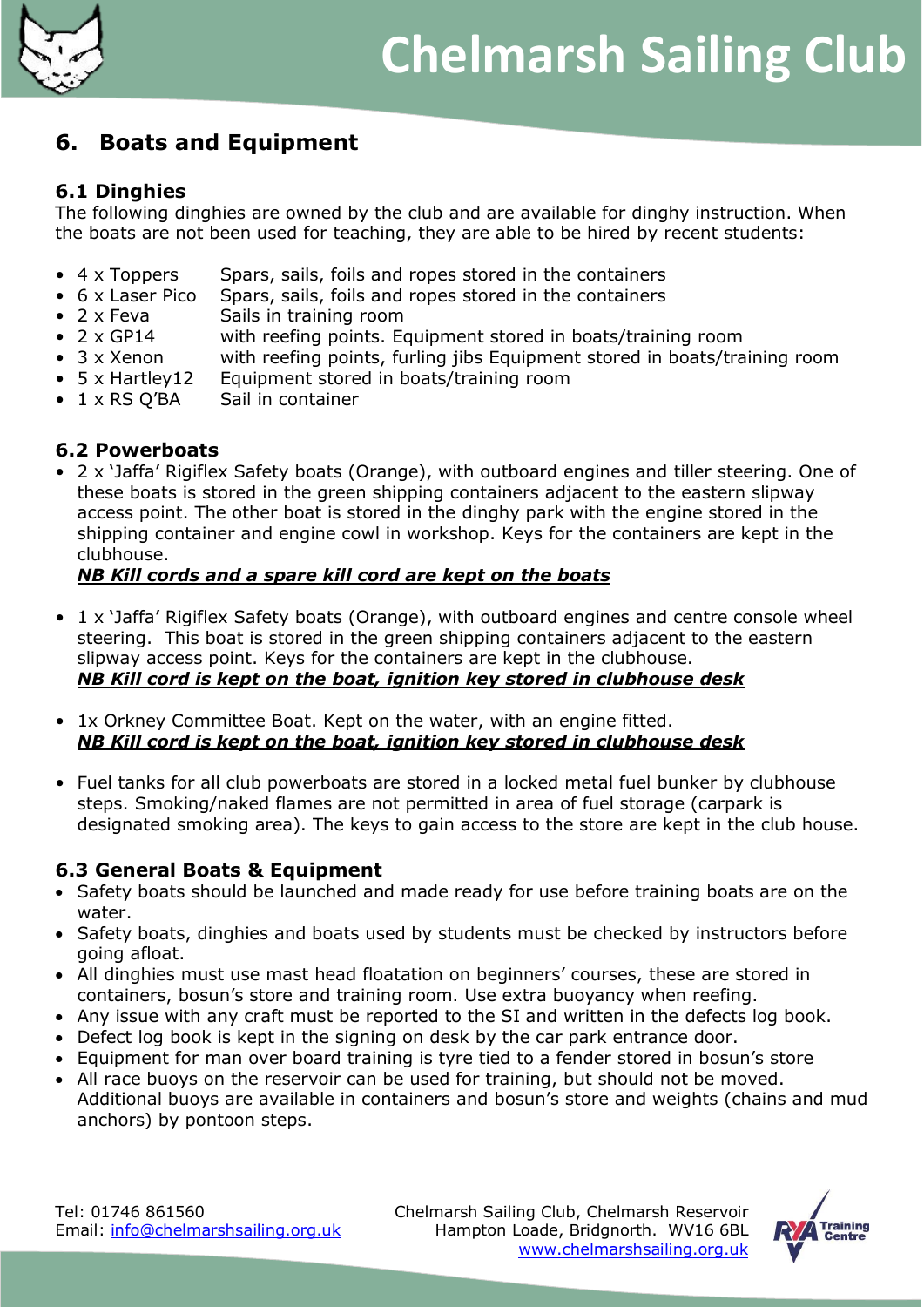## 6. Boats and Equipment

### 6.1 Dinghies

The following dinghies are owned by the club and are available for dinghy instruction. When the boats are not been used for teaching, they are able to be hired by recent students:

- 4 x Toppers  Spars, sails, foils and ropes stored in the containers
- 6 x Laser Pico  Spars, sails, foils and ropes stored in the containers
- 2 x Feva  Sails in training room
- 2 x GP14  with reefing points. Equipment stored in boats/training room
- 3 x Xenon  with reefing points, furling jibs Equipment stored in boats/training room
- 5 x Hartley12  Equipment stored in boats/training room
- 1 x RS Q'BA  Sail in container

### 6.2 Powerboats

- 2 x 'Jaffa' Rigiflex Safety boats (Orange), with outboard engines and tiller steering. One of these boats is stored in the green shipping containers adjacent to the eastern slipway access point. The other boat is stored in the dinghy park with the engine stored in the shipping container and engine cowl in workshop. Keys for the containers are kept in the clubhouse.
  ***NB Kill cords and a spare kill cord are kept on the boats***

- 1 x 'Jaffa' Rigiflex Safety boats (Orange), with outboard engines and centre console wheel steering. This boat is stored in the green shipping containers adjacent to the eastern slipway access point. Keys for the containers are kept in the clubhouse.
  ***NB Kill cord is kept on the boat, ignition key stored in clubhouse desk***

- 1x Orkney Committee Boat. Kept on the water, with an engine fitted.
  ***NB Kill cord is kept on the boat, ignition key stored in clubhouse desk***

- Fuel tanks for all club powerboats are stored in a locked metal fuel bunker by clubhouse steps. Smoking/naked flames are not permitted in area of fuel storage (carpark is designated smoking area). The keys to gain access to the store are kept in the club house.

### 6.3 General Boats & Equipment

- Safety boats should be launched and made ready for use before training boats are on the water.
- Safety boats, dinghies and boats used by students must be checked by instructors before going afloat.
- All dinghies must use mast head floatation on beginners' courses, these are stored in containers, bosun's store and training room. Use extra buoyancy when reefing.
- Any issue with any craft must be reported to the SI and written in the defects log book.
- Defect log book is kept in the signing on desk by the car park entrance door.
- Equipment for man over board training is tyre tied to a fender stored in bosun's store
- All race buoys on the reservoir can be used for training, but should not be moved. Additional buoys are available in containers and bosun's store and weights (chains and mud anchors) by pontoon steps.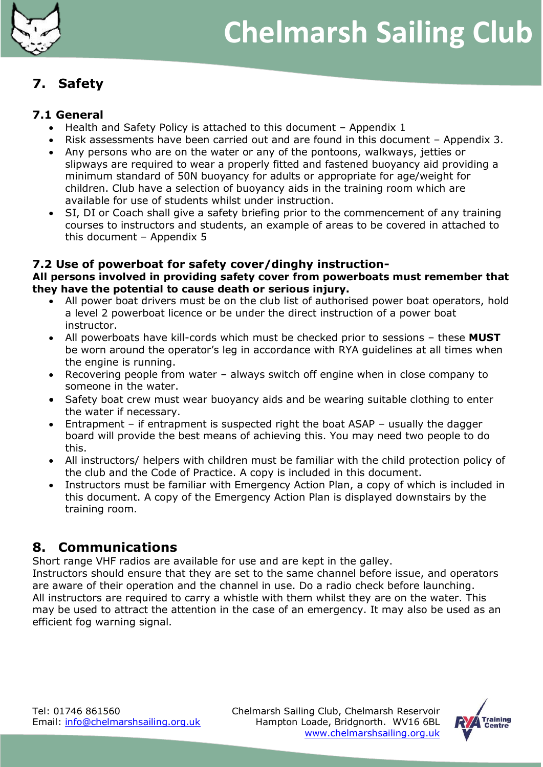## 7. Safety

### 7.1 General

- Health and Safety Policy is attached to this document – Appendix 1
- Risk assessments have been carried out and are found in this document – Appendix 3.
- Any persons who are on the water or any of the pontoons, walkways, jetties or slipways are required to wear a properly fitted and fastened buoyancy aid providing a minimum standard of 50N buoyancy for adults or appropriate for age/weight for children. Club have a selection of buoyancy aids in the training room which are available for use of students whilst under instruction.
- SI, DI or Coach shall give a safety briefing prior to the commencement of any training courses to instructors and students, an example of areas to be covered in attached to this document – Appendix 5

### 7.2 Use of powerboat for safety cover/dinghy instruction-

**All persons involved in providing safety cover from powerboats must remember that they have the potential to cause death or serious injury.**

- All power boat drivers must be on the club list of authorised power boat operators, hold a level 2 powerboat licence or be under the direct instruction of a power boat instructor.
- All powerboats have kill-cords which must be checked prior to sessions – these **MUST** be worn around the operator's leg in accordance with RYA guidelines at all times when the engine is running.
- Recovering people from water – always switch off engine when in close company to someone in the water.
- Safety boat crew must wear buoyancy aids and be wearing suitable clothing to enter the water if necessary.
- Entrapment – if entrapment is suspected right the boat ASAP – usually the dagger board will provide the best means of achieving this. You may need two people to do this.
- All instructors/ helpers with children must be familiar with the child protection policy of the club and the Code of Practice. A copy is included in this document.
- Instructors must be familiar with Emergency Action Plan, a copy of which is included in this document. A copy of the Emergency Action Plan is displayed downstairs by the training room.

## 8. Communications

Short range VHF radios are available for use and are kept in the galley.
Instructors should ensure that they are set to the same channel before issue, and operators are aware of their operation and the channel in use. Do a radio check before launching.
All instructors are required to carry a whistle with them whilst they are on the water. This may be used to attract the attention in the case of an emergency. It may also be used as an efficient fog warning signal.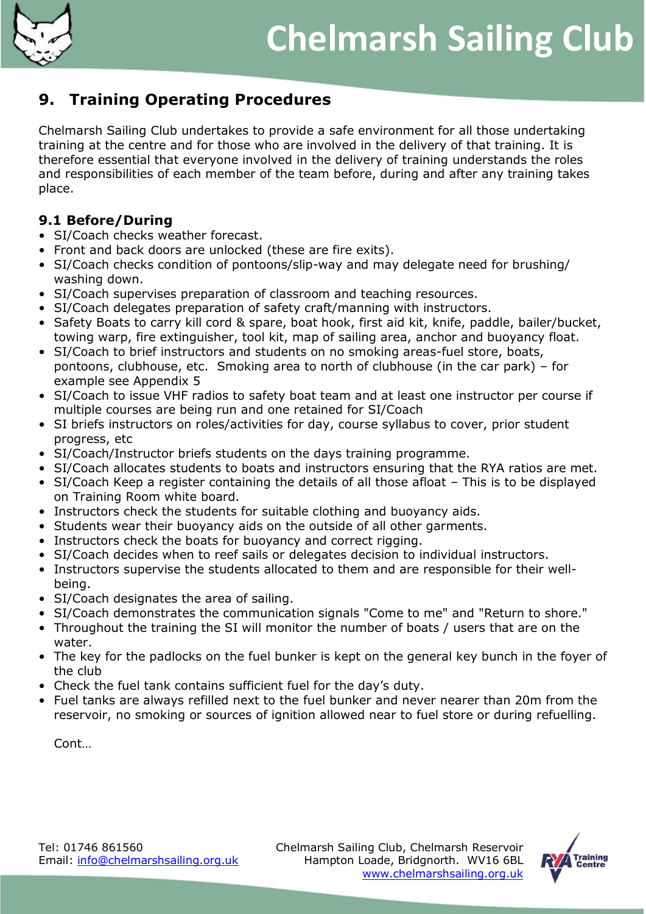## 9. Training Operating Procedures

Chelmarsh Sailing Club undertakes to provide a safe environment for all those undertaking training at the centre and for those who are involved in the delivery of that training. It is therefore essential that everyone involved in the delivery of training understands the roles and responsibilities of each member of the team before, during and after any training takes place.

### 9.1 Before/During

- SI/Coach checks weather forecast.
- Front and back doors are unlocked (these are fire exits).
- SI/Coach checks condition of pontoons/slip-way and may delegate need for brushing/ washing down.
- SI/Coach supervises preparation of classroom and teaching resources.
- SI/Coach delegates preparation of safety craft/manning with instructors.
- Safety Boats to carry kill cord & spare, boat hook, first aid kit, knife, paddle, bailer/bucket, towing warp, fire extinguisher, tool kit, map of sailing area, anchor and buoyancy float.
- SI/Coach to brief instructors and students on no smoking areas-fuel store, boats, pontoons, clubhouse, etc. Smoking area to north of clubhouse (in the car park) – for example see Appendix 5
- SI/Coach to issue VHF radios to safety boat team and at least one instructor per course if multiple courses are being run and one retained for SI/Coach
- SI briefs instructors on roles/activities for day, course syllabus to cover, prior student progress, etc
- SI/Coach/Instructor briefs students on the days training programme.
- SI/Coach allocates students to boats and instructors ensuring that the RYA ratios are met.
- SI/Coach Keep a register containing the details of all those afloat – This is to be displayed on Training Room white board.
- Instructors check the students for suitable clothing and buoyancy aids.
- Students wear their buoyancy aids on the outside of all other garments.
- Instructors check the boats for buoyancy and correct rigging.
- SI/Coach decides when to reef sails or delegates decision to individual instructors.
- Instructors supervise the students allocated to them and are responsible for their well-being.
- SI/Coach designates the area of sailing.
- SI/Coach demonstrates the communication signals "Come to me" and "Return to shore."
- Throughout the training the SI will monitor the number of boats / users that are on the water.
- The key for the padlocks on the fuel bunker is kept on the general key bunch in the foyer of the club
- Check the fuel tank contains sufficient fuel for the day's duty.
- Fuel tanks are always refilled next to the fuel bunker and never nearer than 20m from the reservoir, no smoking or sources of ignition allowed near to fuel store or during refuelling.

Cont…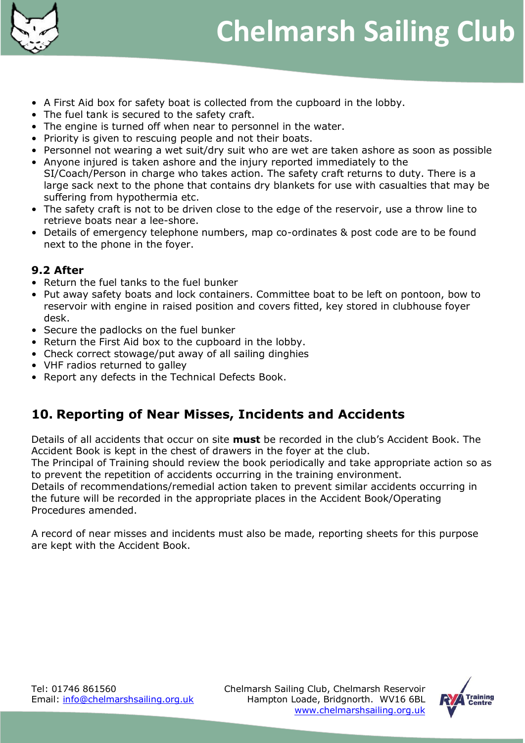- A First Aid box for safety boat is collected from the cupboard in the lobby.
- The fuel tank is secured to the safety craft.
- The engine is turned off when near to personnel in the water.
- Priority is given to rescuing people and not their boats.
- Personnel not wearing a wet suit/dry suit who are wet are taken ashore as soon as possible
- Anyone injured is taken ashore and the injury reported immediately to the SI/Coach/Person in charge who takes action. The safety craft returns to duty. There is a large sack next to the phone that contains dry blankets for use with casualties that may be suffering from hypothermia etc.
- The safety craft is not to be driven close to the edge of the reservoir, use a throw line to retrieve boats near a lee-shore.
- Details of emergency telephone numbers, map co-ordinates & post code are to be found next to the phone in the foyer.

### 9.2 After

- Return the fuel tanks to the fuel bunker
- Put away safety boats and lock containers. Committee boat to be left on pontoon, bow to reservoir with engine in raised position and covers fitted, key stored in clubhouse foyer desk.
- Secure the padlocks on the fuel bunker
- Return the First Aid box to the cupboard in the lobby.
- Check correct stowage/put away of all sailing dinghies
- VHF radios returned to galley
- Report any defects in the Technical Defects Book.

## 10. Reporting of Near Misses, Incidents and Accidents

Details of all accidents that occur on site **must** be recorded in the club's Accident Book. The Accident Book is kept in the chest of drawers in the foyer at the club.
The Principal of Training should review the book periodically and take appropriate action so as to prevent the repetition of accidents occurring in the training environment.
Details of recommendations/remedial action taken to prevent similar accidents occurring in the future will be recorded in the appropriate places in the Accident Book/Operating Procedures amended.

A record of near misses and incidents must also be made, reporting sheets for this purpose are kept with the Accident Book.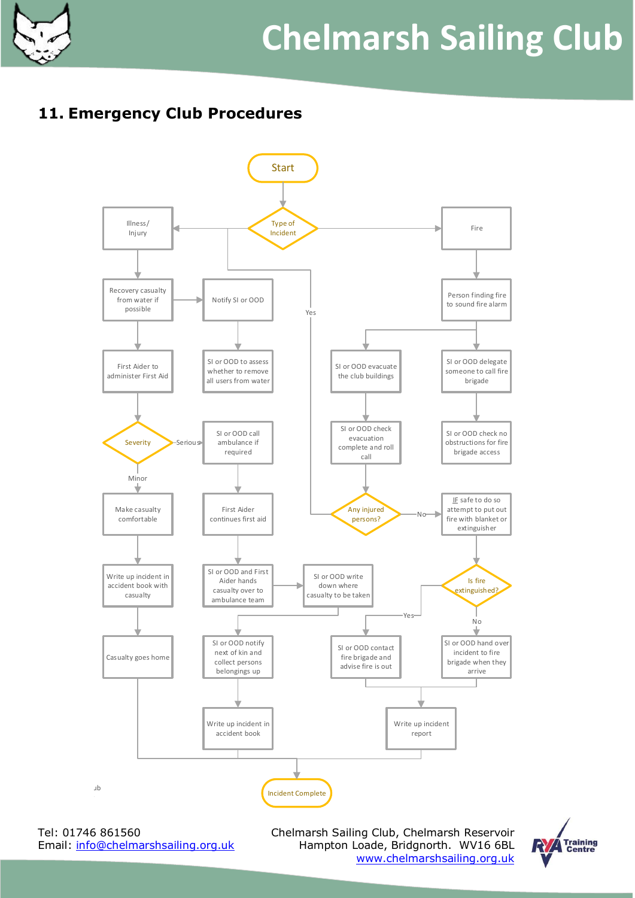## 11. Emergency Club Procedures

Start

Type of Incident

Illness/ Injury

Fire

Recovery casualty from water if possible

Notify SI or OOD

Person finding fire to sound fire alarm

First Aider to administer First Aid

SI or OOD to assess whether to remove all users from water

SI or OOD evacuate the club buildings

SI or OOD delegate someone to call fire brigade

Severity

Serious

SI or OOD call ambulance if required

SI or OOD check evacuation complete and roll call

SI or OOD check no obstructions for fire brigade access

Minor

Make casualty comfortable

First Aider continues first aid

Yes

Any injured persons?

No

IF safe to do so attempt to put out fire with blanket or extinguisher

Write up incident in accident book with casualty

SI or OOD and First Aider hands casualty over to ambulance team

SI or OOD write down where casualty to be taken

Is fire extinguished?

Yes

No

Casualty goes home

SI or OOD notify next of kin and collect persons belongings up

SI or OOD contact fire brigade and advise fire is out

SI or OOD hand over incident to fire brigade when they arrive

Write up incident in accident book

Write up incident report

Incident Complete

Tel: 01746 861560
Email: info@chelmarshsailing.org.uk

Chelmarsh Sailing Club, Chelmarsh Reservoir
Hampton Loade, Bridgnorth. WV16 6BL
www.chelmarshsailing.org.uk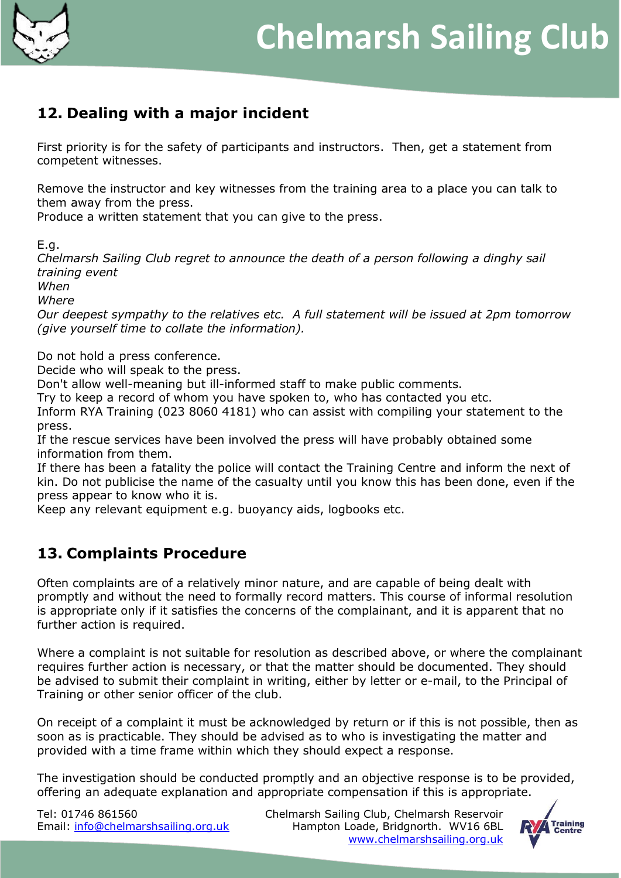## 12. Dealing with a major incident

First priority is for the safety of participants and instructors. Then, get a statement from competent witnesses.

Remove the instructor and key witnesses from the training area to a place you can talk to them away from the press.
Produce a written statement that you can give to the press.

E.g.
*Chelmarsh Sailing Club regret to announce the death of a person following a dinghy sail training event*
*When*
*Where*
*Our deepest sympathy to the relatives etc. A full statement will be issued at 2pm tomorrow (give yourself time to collate the information).*

Do not hold a press conference.
Decide who will speak to the press.
Don't allow well-meaning but ill-informed staff to make public comments.
Try to keep a record of whom you have spoken to, who has contacted you etc.
Inform RYA Training (023 8060 4181) who can assist with compiling your statement to the press.
If the rescue services have been involved the press will have probably obtained some information from them.
If there has been a fatality the police will contact the Training Centre and inform the next of kin. Do not publicise the name of the casualty until you know this has been done, even if the press appear to know who it is.
Keep any relevant equipment e.g. buoyancy aids, logbooks etc.

## 13. Complaints Procedure

Often complaints are of a relatively minor nature, and are capable of being dealt with promptly and without the need to formally record matters. This course of informal resolution is appropriate only if it satisfies the concerns of the complainant, and it is apparent that no further action is required.

Where a complaint is not suitable for resolution as described above, or where the complainant requires further action is necessary, or that the matter should be documented. They should be advised to submit their complaint in writing, either by letter or e-mail, to the Principal of Training or other senior officer of the club.

On receipt of a complaint it must be acknowledged by return or if this is not possible, then as soon as is practicable. They should be advised as to who is investigating the matter and provided with a time frame within which they should expect a response.

The investigation should be conducted promptly and an objective response is to be provided, offering an adequate explanation and appropriate compensation if this is appropriate.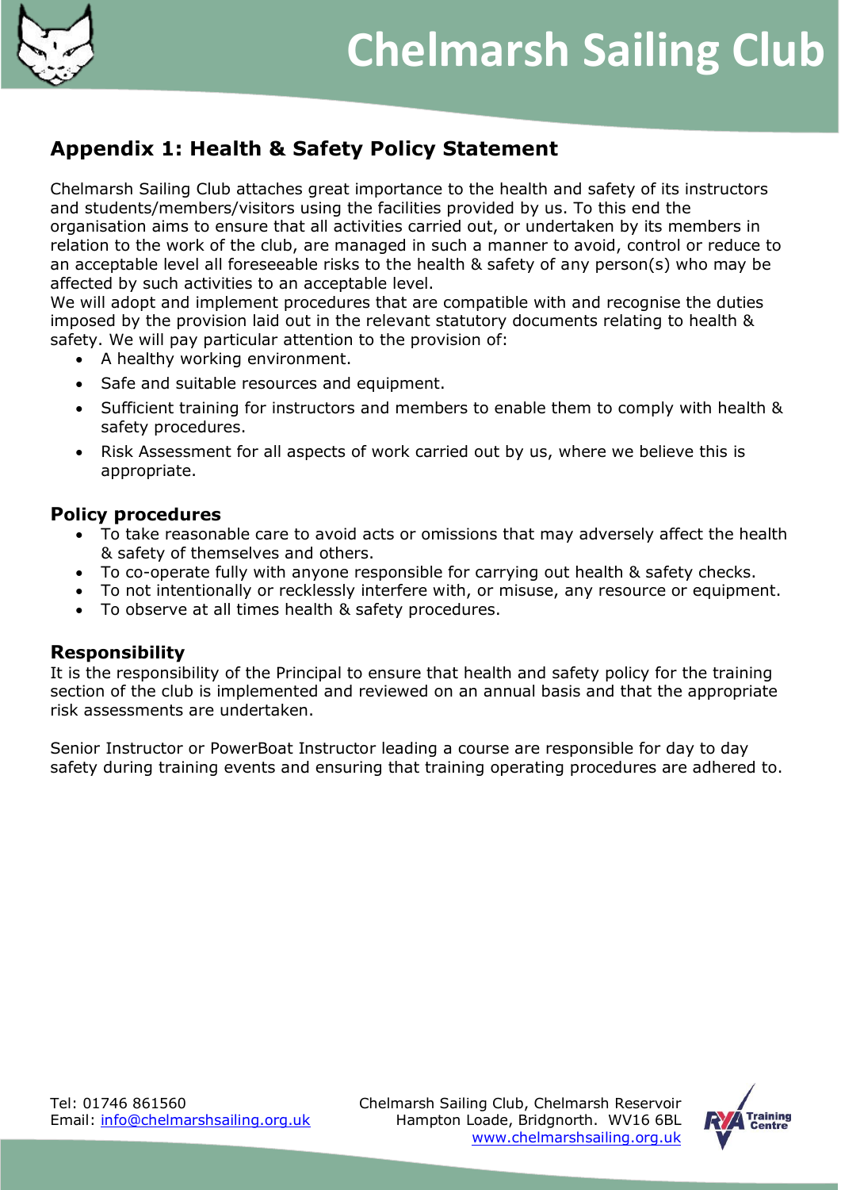## Appendix 1: Health & Safety Policy Statement

Chelmarsh Sailing Club attaches great importance to the health and safety of its instructors and students/members/visitors using the facilities provided by us. To this end the organisation aims to ensure that all activities carried out, or undertaken by its members in relation to the work of the club, are managed in such a manner to avoid, control or reduce to an acceptable level all foreseeable risks to the health & safety of any person(s) who may be affected by such activities to an acceptable level.
We will adopt and implement procedures that are compatible with and recognise the duties imposed by the provision laid out in the relevant statutory documents relating to health & safety. We will pay particular attention to the provision of:

- A healthy working environment.
- Safe and suitable resources and equipment.
- Sufficient training for instructors and members to enable them to comply with health & safety procedures.
- Risk Assessment for all aspects of work carried out by us, where we believe this is appropriate.

### Policy procedures

- To take reasonable care to avoid acts or omissions that may adversely affect the health & safety of themselves and others.
- To co-operate fully with anyone responsible for carrying out health & safety checks.
- To not intentionally or recklessly interfere with, or misuse, any resource or equipment.
- To observe at all times health & safety procedures.

### Responsibility

It is the responsibility of the Principal to ensure that health and safety policy for the training section of the club is implemented and reviewed on an annual basis and that the appropriate risk assessments are undertaken.

Senior Instructor or PowerBoat Instructor leading a course are responsible for day to day safety during training events and ensuring that training operating procedures are adhered to.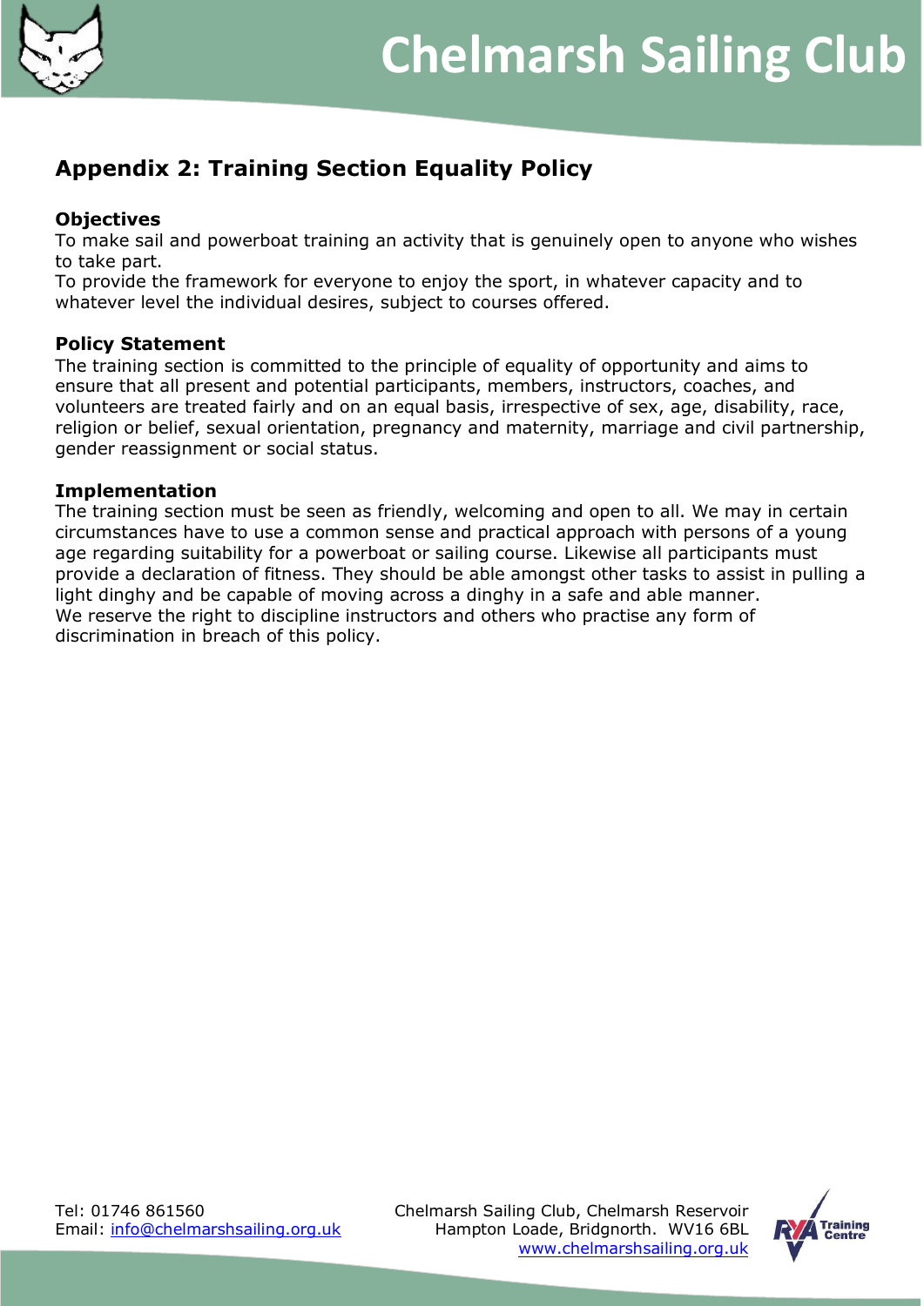## Appendix 2: Training Section Equality Policy

**Objectives**

To make sail and powerboat training an activity that is genuinely open to anyone who wishes to take part.

To provide the framework for everyone to enjoy the sport, in whatever capacity and to whatever level the individual desires, subject to courses offered.

**Policy Statement**

The training section is committed to the principle of equality of opportunity and aims to ensure that all present and potential participants, members, instructors, coaches, and volunteers are treated fairly and on an equal basis, irrespective of sex, age, disability, race, religion or belief, sexual orientation, pregnancy and maternity, marriage and civil partnership, gender reassignment or social status.

**Implementation**

The training section must be seen as friendly, welcoming and open to all. We may in certain circumstances have to use a common sense and practical approach with persons of a young age regarding suitability for a powerboat or sailing course. Likewise all participants must provide a declaration of fitness. They should be able amongst other tasks to assist in pulling a light dinghy and be capable of moving across a dinghy in a safe and able manner.

We reserve the right to discipline instructors and others who practise any form of discrimination in breach of this policy.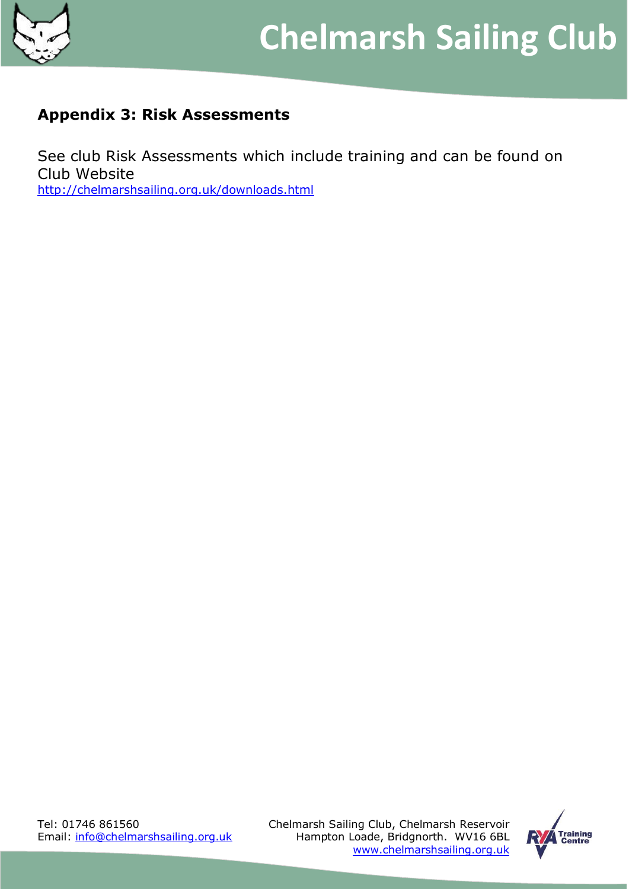## Appendix 3: Risk Assessments

See club Risk Assessments which include training and can be found on Club Website
http://chelmarshsailing.org.uk/downloads.html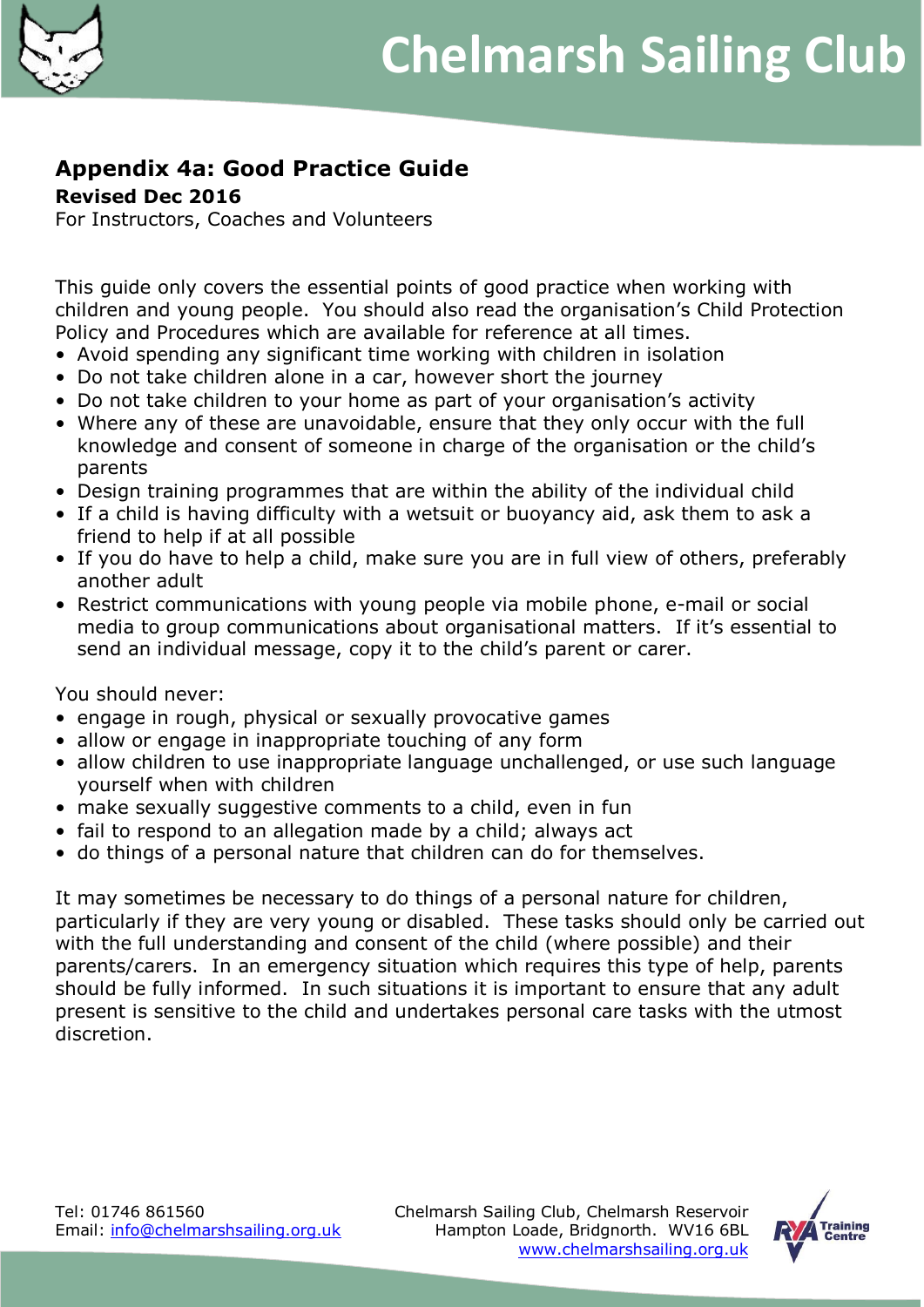## Appendix 4a: Good Practice Guide

**Revised Dec 2016**

For Instructors, Coaches and Volunteers

This guide only covers the essential points of good practice when working with children and young people. You should also read the organisation's Child Protection Policy and Procedures which are available for reference at all times.

- Avoid spending any significant time working with children in isolation
- Do not take children alone in a car, however short the journey
- Do not take children to your home as part of your organisation's activity
- Where any of these are unavoidable, ensure that they only occur with the full knowledge and consent of someone in charge of the organisation or the child's parents
- Design training programmes that are within the ability of the individual child
- If a child is having difficulty with a wetsuit or buoyancy aid, ask them to ask a friend to help if at all possible
- If you do have to help a child, make sure you are in full view of others, preferably another adult
- Restrict communications with young people via mobile phone, e-mail or social media to group communications about organisational matters. If it's essential to send an individual message, copy it to the child's parent or carer.

You should never:

- engage in rough, physical or sexually provocative games
- allow or engage in inappropriate touching of any form
- allow children to use inappropriate language unchallenged, or use such language yourself when with children
- make sexually suggestive comments to a child, even in fun
- fail to respond to an allegation made by a child; always act
- do things of a personal nature that children can do for themselves.

It may sometimes be necessary to do things of a personal nature for children, particularly if they are very young or disabled. These tasks should only be carried out with the full understanding and consent of the child (where possible) and their parents/carers. In an emergency situation which requires this type of help, parents should be fully informed. In such situations it is important to ensure that any adult present is sensitive to the child and undertakes personal care tasks with the utmost discretion.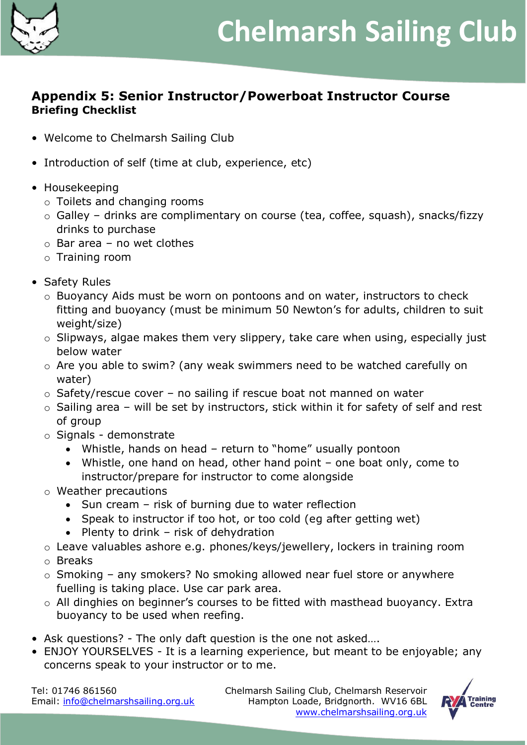## Appendix 5: Senior Instructor/Powerboat Instructor Course

**Briefing Checklist**

- Welcome to Chelmarsh Sailing Club
- Introduction of self (time at club, experience, etc)
- Housekeeping
  - Toilets and changing rooms
  - Galley – drinks are complimentary on course (tea, coffee, squash), snacks/fizzy drinks to purchase
  - Bar area – no wet clothes
  - Training room
- Safety Rules
  - Buoyancy Aids must be worn on pontoons and on water, instructors to check fitting and buoyancy (must be minimum 50 Newton's for adults, children to suit weight/size)
  - Slipways, algae makes them very slippery, take care when using, especially just below water
  - Are you able to swim? (any weak swimmers need to be watched carefully on water)
  - Safety/rescue cover – no sailing if rescue boat not manned on water
  - Sailing area – will be set by instructors, stick within it for safety of self and rest of group
  - Signals - demonstrate
    - Whistle, hands on head – return to "home" usually pontoon
    - Whistle, one hand on head, other hand point – one boat only, come to instructor/prepare for instructor to come alongside
  - Weather precautions
    - Sun cream – risk of burning due to water reflection
    - Speak to instructor if too hot, or too cold (eg after getting wet)
    - Plenty to drink – risk of dehydration
  - Leave valuables ashore e.g. phones/keys/jewellery, lockers in training room
  - Breaks
  - Smoking – any smokers? No smoking allowed near fuel store or anywhere fuelling is taking place. Use car park area.
  - All dinghies on beginner's courses to be fitted with masthead buoyancy. Extra buoyancy to be used when reefing.
- Ask questions? - The only daft question is the one not asked….
- ENJOY YOURSELVES - It is a learning experience, but meant to be enjoyable; any concerns speak to your instructor or to me.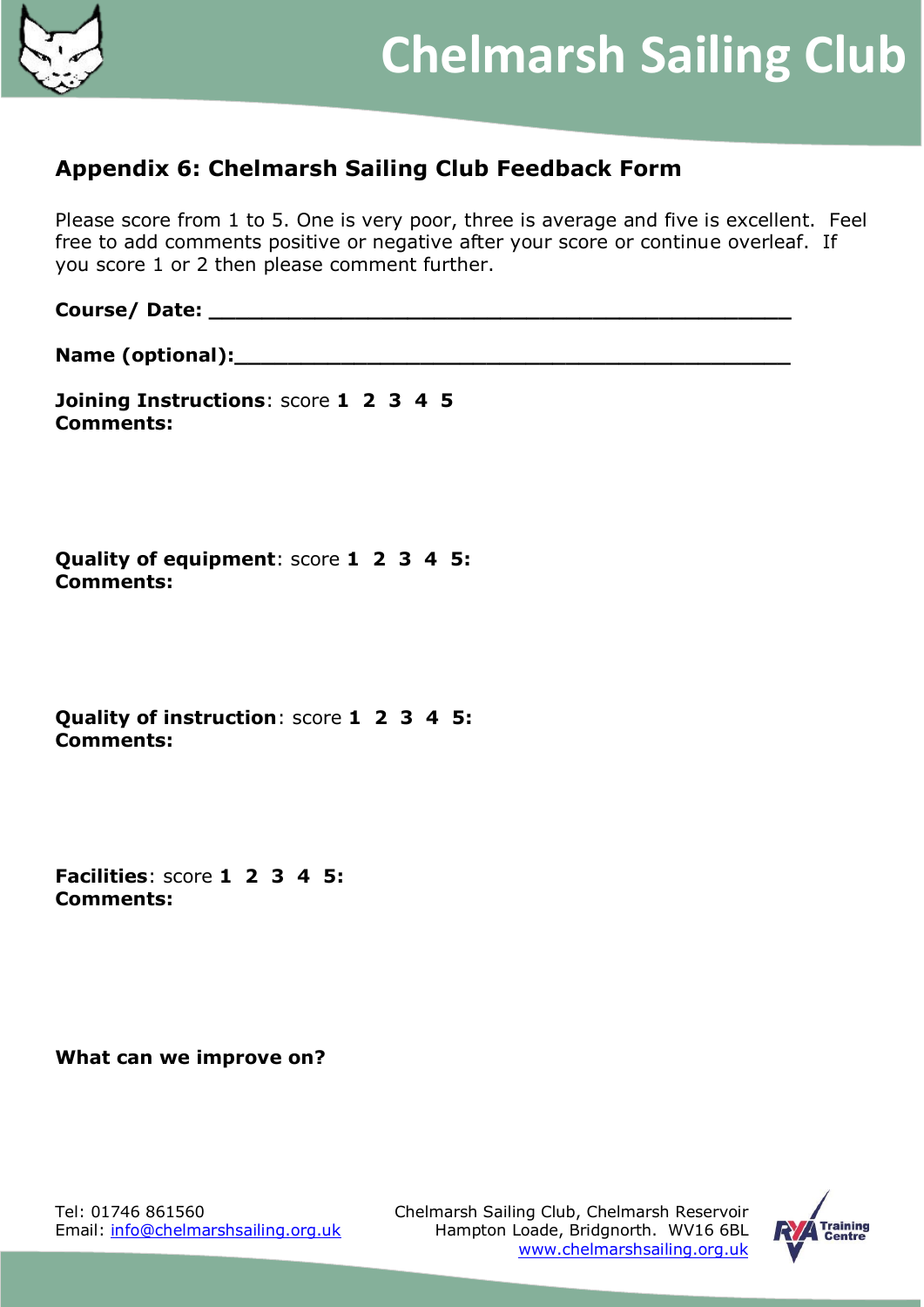## Appendix 6: Chelmarsh Sailing Club Feedback Form

Please score from 1 to 5. One is very poor, three is average and five is excellent. Feel free to add comments positive or negative after your score or continue overleaf. If you score 1 or 2 then please comment further.

**Course/ Date:** ______________________________________________

**Name (optional):**___________________________________________

**Joining Instructions**: score **1 2 3 4 5**
**Comments:**

**Quality of equipment**: score **1 2 3 4 5:**
**Comments:**

**Quality of instruction**: score **1 2 3 4 5:**
**Comments:**

**Facilities**: score **1 2 3 4 5:**
**Comments:**

**What can we improve on?**

Tel: 01746 861560
Email: info@chelmarshsailing.org.uk

Chelmarsh Sailing Club, Chelmarsh Reservoir
Hampton Loade, Bridgnorth. WV16 6BL
www.chelmarshsailing.org.uk